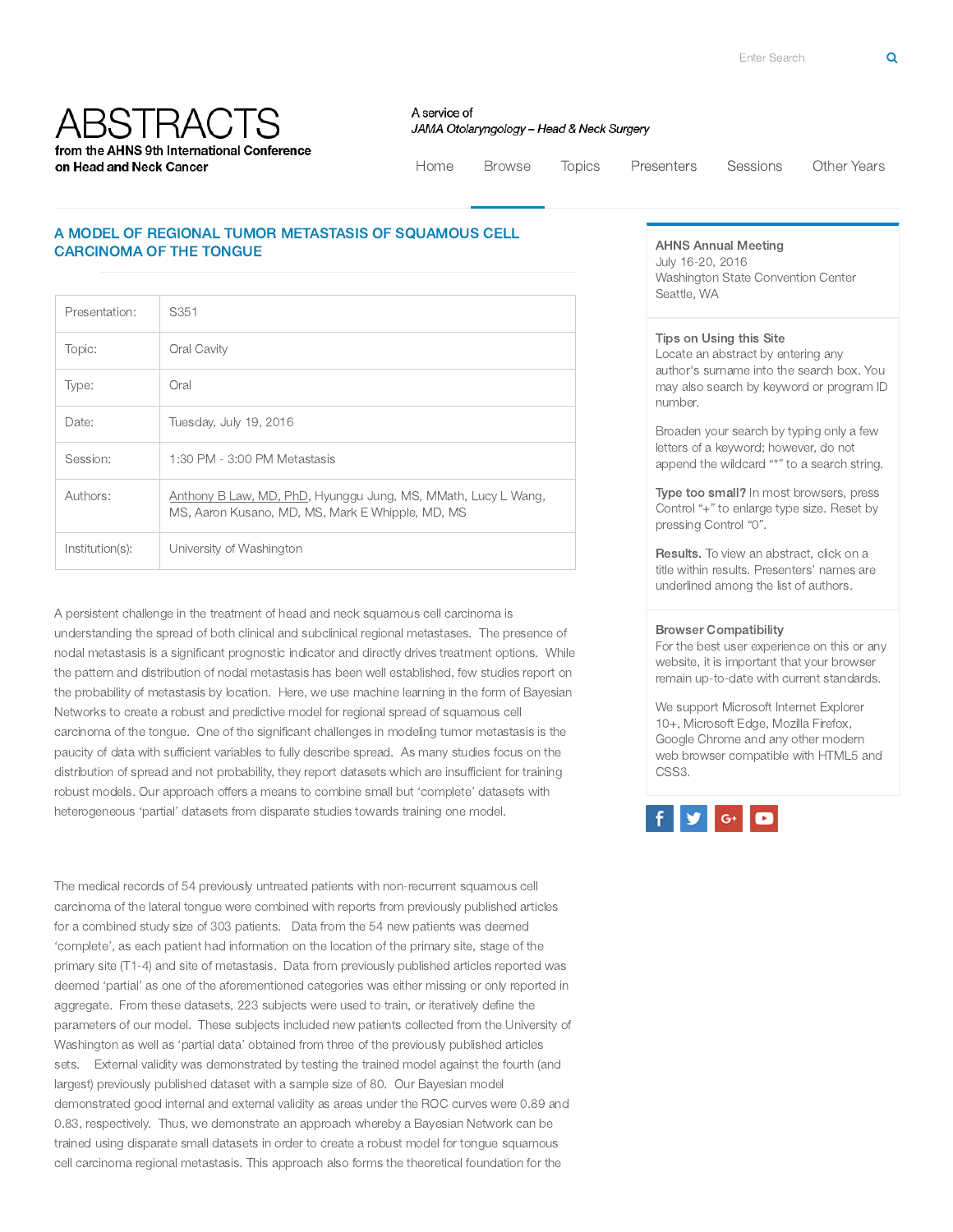# ABSTRACTS

from the AHNS 9th International Conference on Head and Neck Cancer

A service of *JAMA Otolaryngology – Head & Neck Surgery*

Home | Browse | Topics | Presenters | Sessions | Other Years

## A MODEL OF REGIONAL TUMOR METASTASIS OF SQUAMOUS CELL CARCINOMA OF THE TONGUE

| | |
|---|---|
| Presentation: | S351 |
| Topic: | Oral Cavity |
| Type: | Oral |
| Date: | Tuesday, July 19, 2016 |
| Session: | 1:30 PM - 3:00 PM Metastasis |
| Authors: | Anthony B Law, MD, PhD, Hyunggu Jung, MS, MMath, Lucy L Wang, MS, Aaron Kusano, MD, MS, Mark E Whipple, MD, MS |
| Institution(s): | University of Washington |

A persistent challenge in the treatment of head and neck squamous cell carcinoma is understanding the spread of both clinical and subclinical regional metastases. The presence of nodal metastasis is a significant prognostic indicator and directly drives treatment options. While the pattern and distribution of nodal metastasis has been well established, few studies report on the probability of metastasis by location. Here, we use machine learning in the form of Bayesian Networks to create a robust and predictive model for regional spread of squamous cell carcinoma of the tongue. One of the significant challenges in modeling tumor metastasis is the paucity of data with sufficient variables to fully describe spread. As many studies focus on the distribution of spread and not probability, they report datasets which are insufficient for training robust models. Our approach offers a means to combine small but 'complete' datasets with heterogeneous 'partial' datasets from disparate studies towards training one model.

The medical records of 54 previously untreated patients with non-recurrent squamous cell carcinoma of the lateral tongue were combined with reports from previously published articles for a combined study size of 303 patients. Data from the 54 new patients was deemed 'complete', as each patient had information on the location of the primary site, stage of the primary site (T1-4) and site of metastasis. Data from previously published articles reported was deemed 'partial' as one of the aforementioned categories was either missing or only reported in aggregate. From these datasets, 223 subjects were used to train, or iteratively define the parameters of our model. These subjects included new patients collected from the University of Washington as well as 'partial data' obtained from three of the previously published articles sets. External validity was demonstrated by testing the trained model against the fourth (and largest) previously published dataset with a sample size of 80. Our Bayesian model demonstrated good internal and external validity as areas under the ROC curves were 0.89 and 0.83, respectively. Thus, we demonstrate an approach whereby a Bayesian Network can be trained using disparate small datasets in order to create a robust model for tongue squamous cell carcinoma regional metastasis. This approach also forms the theoretical foundation for the

**AHNS Annual Meeting**
July 16-20, 2016
Washington State Convention Center
Seattle, WA

**Tips on Using this Site**
Locate an abstract by entering any author's surname into the search box. You may also search by keyword or program ID number.

Broaden your search by typing only a few letters of a keyword; however, do not append the wildcard "*" to a search string.

**Type too small?** In most browsers, press Control "+" to enlarge type size. Reset by pressing Control "0".

**Results.** To view an abstract, click on a title within results. Presenters' names are underlined among the list of authors.

**Browser Compatibility**
For the best user experience on this or any website, it is important that your browser remain up-to-date with current standards.

We support Microsoft Internet Explorer 10+, Microsoft Edge, Mozilla Firefox, Google Chrome and any other modern web browser compatible with HTML5 and CSS3.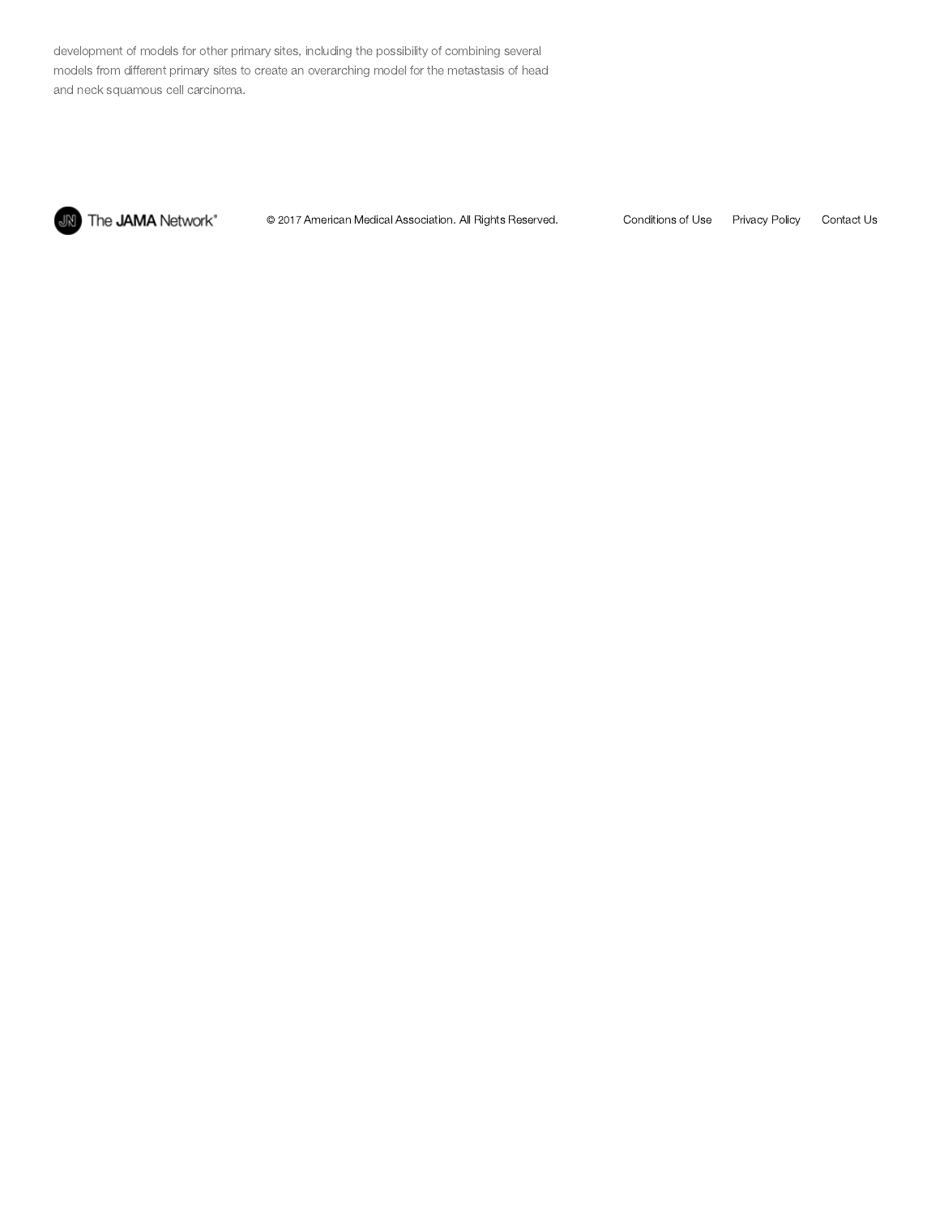development of models for other primary sites, including the possibility of combining several models from different primary sites to create an overarching model for the metastasis of head and neck squamous cell carcinoma.